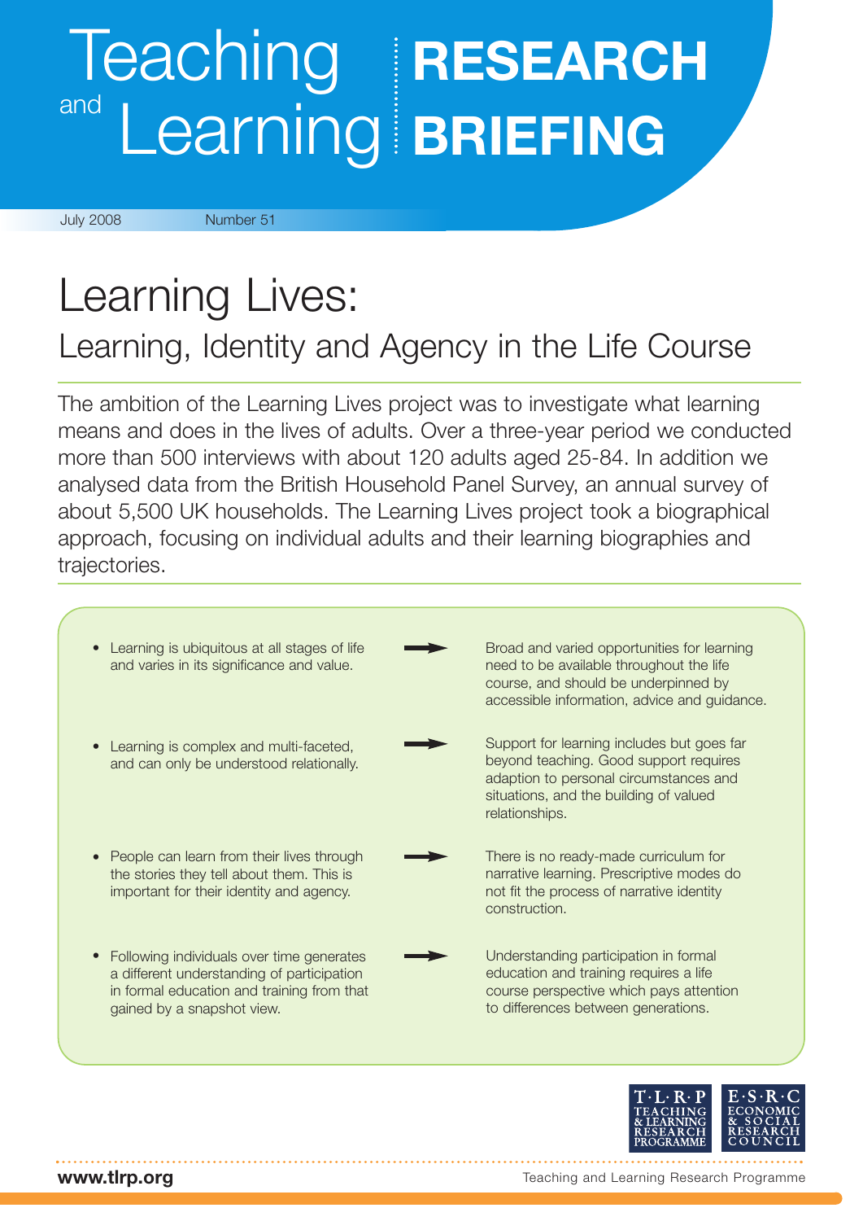# Teaching and Learning RESEARCH BRIEFING

July 2008 Number 51

# Learning Lives:

## Learning, Identity and Agency in the Life Course

The ambition of the Learning Lives project was to investigate what learning means and does in the lives of adults. Over a three-year period we conducted more than 500 interviews with about 120 adults aged 25-84. In addition we analysed data from the British Household Panel Survey, an annual survey of about 5,500 UK households. The Learning Lives project took a biographical approach, focusing on individual adults and their learning biographies and trajectories.

- Learning is ubiquitous at all stages of life and varies in its significance and value. → Broad and varied opportunities for learning need to be available throughout the life course, and should be underpinned by accessible information, advice and guidance.

- Learning is complex and multi-faceted, and can only be understood relationally. → Support for learning includes but goes far beyond teaching. Good support requires adaption to personal circumstances and situations, and the building of valued relationships.

- People can learn from their lives through the stories they tell about them. This is important for their identity and agency. → There is no ready-made curriculum for narrative learning. Prescriptive modes do not fit the process of narrative identity construction.

- Following individuals over time generates a different understanding of participation in formal education and training from that gained by a snapshot view. → Understanding participation in formal education and training requires a life course perspective which pays attention to differences between generations.

T·L·R·P Teaching & Learning Research Programme

E·S·R·C Economic & Social Research Council

www.tlrp.org

Teaching and Learning Research Programme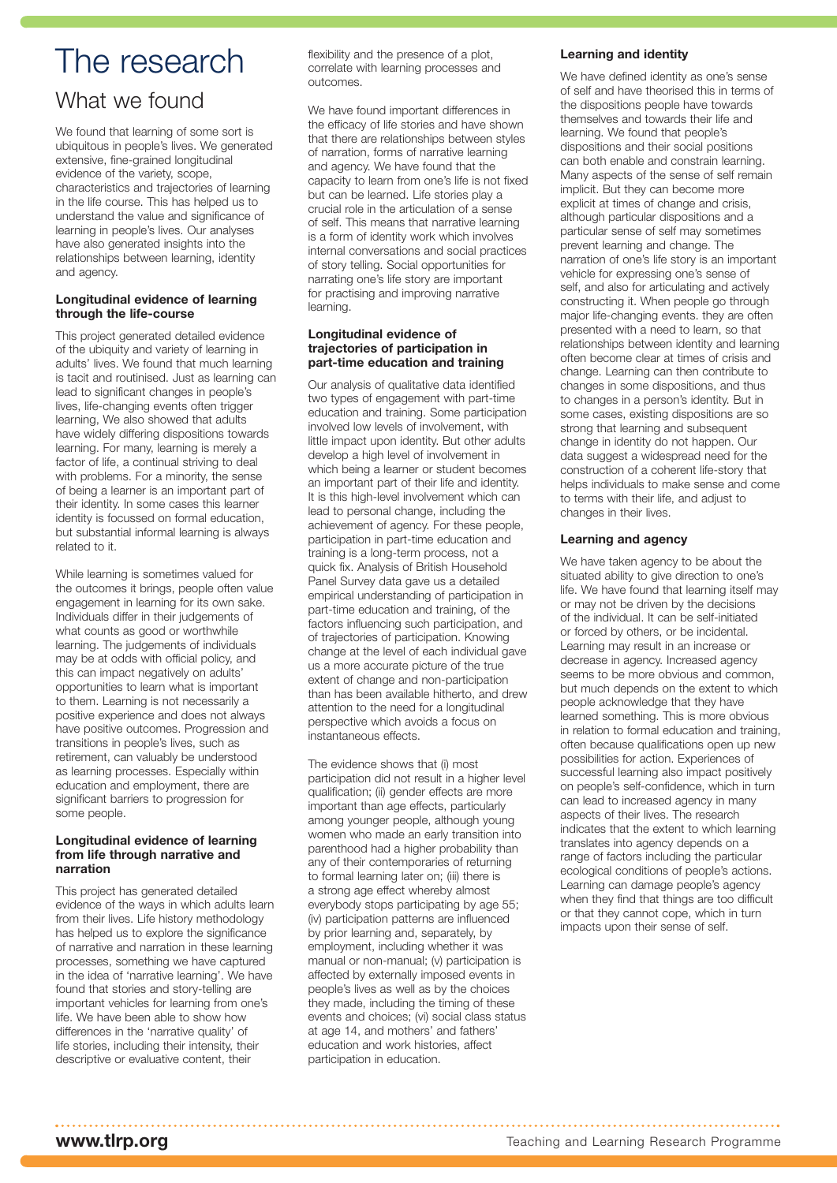# The research

## What we found

We found that learning of some sort is ubiquitous in people's lives. We generated extensive, fine-grained longitudinal evidence of the variety, scope, characteristics and trajectories of learning in the life course. This has helped us to understand the value and significance of learning in people's lives. Our analyses have also generated insights into the relationships between learning, identity and agency.

### Longitudinal evidence of learning through the life-course

This project generated detailed evidence of the ubiquity and variety of learning in adults' lives. We found that much learning is tacit and routinised. Just as learning can lead to significant changes in people's lives, life-changing events often trigger learning, We also showed that adults have widely differing dispositions towards learning. For many, learning is merely a factor of life, a continual striving to deal with problems. For a minority, the sense of being a learner is an important part of their identity. In some cases this learner identity is focussed on formal education, but substantial informal learning is always related to it.

While learning is sometimes valued for the outcomes it brings, people often value engagement in learning for its own sake. Individuals differ in their judgements of what counts as good or worthwhile learning. The judgements of individuals may be at odds with official policy, and this can impact negatively on adults' opportunities to learn what is important to them. Learning is not necessarily a positive experience and does not always have positive outcomes. Progression and transitions in people's lives, such as retirement, can valuably be understood as learning processes. Especially within education and employment, there are significant barriers to progression for some people.

### Longitudinal evidence of learning from life through narrative and narration

This project has generated detailed evidence of the ways in which adults learn from their lives. Life history methodology has helped us to explore the significance of narrative and narration in these learning processes, something we have captured in the idea of 'narrative learning'. We have found that stories and story-telling are important vehicles for learning from one's life. We have been able to show how differences in the 'narrative quality' of life stories, including their intensity, their descriptive or evaluative content, their flexibility and the presence of a plot, correlate with learning processes and outcomes.

We have found important differences in the efficacy of life stories and have shown that there are relationships between styles of narration, forms of narrative learning and agency. We have found that the capacity to learn from one's life is not fixed but can be learned. Life stories play a crucial role in the articulation of a sense of self. This means that narrative learning is a form of identity work which involves internal conversations and social practices of story telling. Social opportunities for narrating one's life story are important for practising and improving narrative learning.

### Longitudinal evidence of trajectories of participation in part-time education and training

Our analysis of qualitative data identified two types of engagement with part-time education and training. Some participation involved low levels of involvement, with little impact upon identity. But other adults develop a high level of involvement in which being a learner or student becomes an important part of their life and identity. It is this high-level involvement which can lead to personal change, including the achievement of agency. For these people, participation in part-time education and training is a long-term process, not a quick fix. Analysis of British Household Panel Survey data gave us a detailed empirical understanding of participation in part-time education and training, of the factors influencing such participation, and of trajectories of participation. Knowing change at the level of each individual gave us a more accurate picture of the true extent of change and non-participation than has been available hitherto, and drew attention to the need for a longitudinal perspective which avoids a focus on instantaneous effects.

The evidence shows that (i) most participation did not result in a higher level qualification; (ii) gender effects are more important than age effects, particularly among younger people, although young women who made an early transition into parenthood had a higher probability than any of their contemporaries of returning to formal learning later on; (iii) there is a strong age effect whereby almost everybody stops participating by age 55; (iv) participation patterns are influenced by prior learning and, separately, by employment, including whether it was manual or non-manual; (v) participation is affected by externally imposed events in people's lives as well as by the choices they made, including the timing of these events and choices; (vi) social class status at age 14, and mothers' and fathers' education and work histories, affect participation in education.

### Learning and identity

We have defined identity as one's sense of self and have theorised this in terms of the dispositions people have towards themselves and towards their life and learning. We found that people's dispositions and their social positions can both enable and constrain learning. Many aspects of the sense of self remain implicit. But they can become more explicit at times of change and crisis, although particular dispositions and a particular sense of self may sometimes prevent learning and change. The narration of one's life story is an important vehicle for expressing one's sense of self, and also for articulating and actively constructing it. When people go through major life-changing events. they are often presented with a need to learn, so that relationships between identity and learning often become clear at times of crisis and change. Learning can then contribute to changes in some dispositions, and thus to changes in a person's identity. But in some cases, existing dispositions are so strong that learning and subsequent change in identity do not happen. Our data suggest a widespread need for the construction of a coherent life-story that helps individuals to make sense and come to terms with their life, and adjust to changes in their lives.

### Learning and agency

We have taken agency to be about the situated ability to give direction to one's life. We have found that learning itself may or may not be driven by the decisions of the individual. It can be self-initiated or forced by others, or be incidental. Learning may result in an increase or decrease in agency. Increased agency seems to be more obvious and common, but much depends on the extent to which people acknowledge that they have learned something. This is more obvious in relation to formal education and training, often because qualifications open up new possibilities for action. Experiences of successful learning also impact positively on people's self-confidence, which in turn can lead to increased agency in many aspects of their lives. The research indicates that the extent to which learning translates into agency depends on a range of factors including the particular ecological conditions of people's actions. Learning can damage people's agency when they find that things are too difficult or that they cannot cope, which in turn impacts upon their sense of self.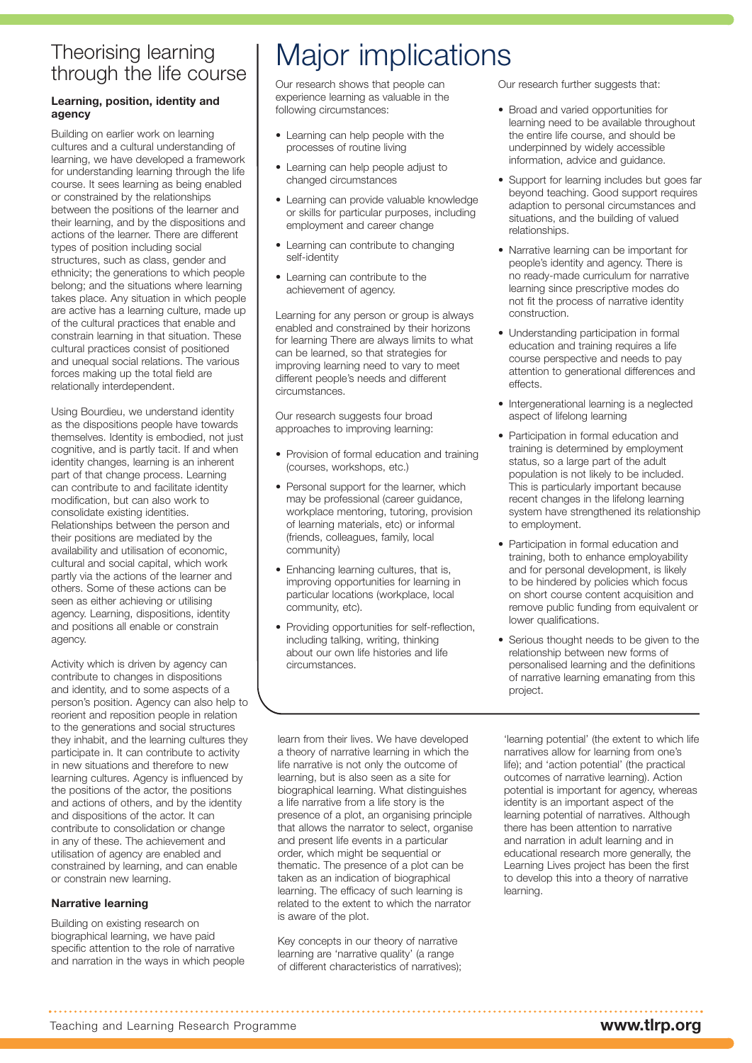## Theorising learning through the life course

### Learning, position, identity and agency

Building on earlier work on learning cultures and a cultural understanding of learning, we have developed a framework for understanding learning through the life course. It sees learning as being enabled or constrained by the relationships between the positions of the learner and their learning, and by the dispositions and actions of the learner. There are different types of position including social structures, such as class, gender and ethnicity; the generations to which people belong; and the situations where learning takes place. Any situation in which people are active has a learning culture, made up of the cultural practices that enable and constrain learning in that situation. These cultural practices consist of positioned and unequal social relations. The various forces making up the total field are relationally interdependent.

Using Bourdieu, we understand identity as the dispositions people have towards themselves. Identity is embodied, not just cognitive, and is partly tacit. If and when identity changes, learning is an inherent part of that change process. Learning can contribute to and facilitate identity modification, but can also work to consolidate existing identities. Relationships between the person and their positions are mediated by the availability and utilisation of economic, cultural and social capital, which work partly via the actions of the learner and others. Some of these actions can be seen as either achieving or utilising agency. Learning, dispositions, identity and positions all enable or constrain agency.

Activity which is driven by agency can contribute to changes in dispositions and identity, and to some aspects of a person's position. Agency can also help to reorient and reposition people in relation to the generations and social structures they inhabit, and the learning cultures they participate in. It can contribute to activity in new situations and therefore to new learning cultures. Agency is influenced by the positions of the actor, the positions and actions of others, and by the identity and dispositions of the actor. It can contribute to consolidation or change in any of these. The achievement and utilisation of agency are enabled and constrained by learning, and can enable or constrain new learning.

### Narrative learning

Building on existing research on biographical learning, we have paid specific attention to the role of narrative and narration in the ways in which people learn from their lives. We have developed a theory of narrative learning in which the life narrative is not only the outcome of learning, but is also seen as a site for biographical learning. What distinguishes a life narrative from a life story is the presence of a plot, an organising principle that allows the narrator to select, organise and present life events in a particular order, which might be sequential or thematic. The presence of a plot can be taken as an indication of biographical learning. The efficacy of such learning is related to the extent to which the narrator is aware of the plot.

Key concepts in our theory of narrative learning are 'narrative quality' (a range of different characteristics of narratives); 'learning potential' (the extent to which life narratives allow for learning from one's life); and 'action potential' (the practical outcomes of narrative learning). Action potential is important for agency, whereas identity is an important aspect of the learning potential of narratives. Although there has been attention to narrative and narration in adult learning and in educational research more generally, the Learning Lives project has been the first to develop this into a theory of narrative learning.

# Major implications

Our research shows that people can experience learning as valuable in the following circumstances:

- Learning can help people with the processes of routine living
- Learning can help people adjust to changed circumstances
- Learning can provide valuable knowledge or skills for particular purposes, including employment and career change
- Learning can contribute to changing self-identity
- Learning can contribute to the achievement of agency.

Learning for any person or group is always enabled and constrained by their horizons for learning There are always limits to what can be learned, so that strategies for improving learning need to vary to meet different people's needs and different circumstances.

Our research suggests four broad approaches to improving learning:

- Provision of formal education and training (courses, workshops, etc.)
- Personal support for the learner, which may be professional (career guidance, workplace mentoring, tutoring, provision of learning materials, etc) or informal (friends, colleagues, family, local community)
- Enhancing learning cultures, that is, improving opportunities for learning in particular locations (workplace, local community, etc).
- Providing opportunities for self-reflection, including talking, writing, thinking about our own life histories and life circumstances.

Our research further suggests that:

- Broad and varied opportunities for learning need to be available throughout the entire life course, and should be underpinned by widely accessible information, advice and guidance.
- Support for learning includes but goes far beyond teaching. Good support requires adaption to personal circumstances and situations, and the building of valued relationships.
- Narrative learning can be important for people's identity and agency. There is no ready-made curriculum for narrative learning since prescriptive modes do not fit the process of narrative identity construction.
- Understanding participation in formal education and training requires a life course perspective and needs to pay attention to generational differences and effects.
- Intergenerational learning is a neglected aspect of lifelong learning
- Participation in formal education and training is determined by employment status, so a large part of the adult population is not likely to be included. This is particularly important because recent changes in the lifelong learning system have strengthened its relationship to employment.
- Participation in formal education and training, both to enhance employability and for personal development, is likely to be hindered by policies which focus on short course content acquisition and remove public funding from equivalent or lower qualifications.
- Serious thought needs to be given to the relationship between new forms of personalised learning and the definitions of narrative learning emanating from this project.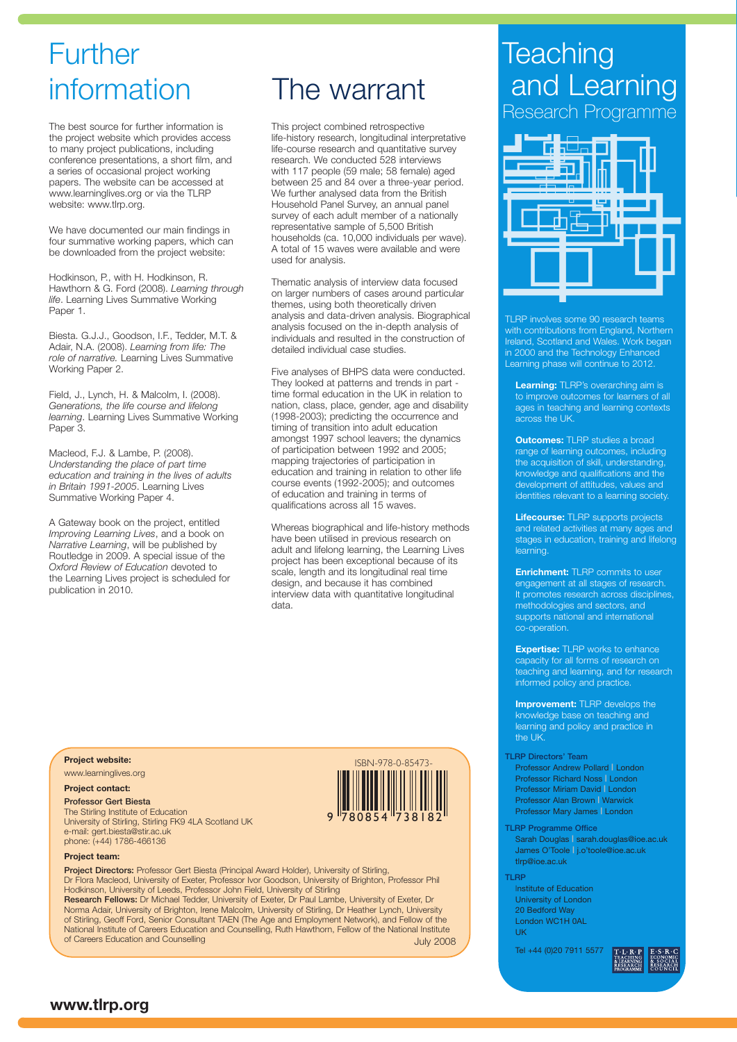# Further information

The best source for further information is the project website which provides access to many project publications, including conference presentations, a short film, and a series of occasional project working papers. The website can be accessed at www.learninglives.org or via the TLRP website: www.tlrp.org.

We have documented our main findings in four summative working papers, which can be downloaded from the project website:

Hodkinson, P., with H. Hodkinson, R. Hawthorn & G. Ford (2008). *Learning through life*. Learning Lives Summative Working Paper 1.

Biesta. G.J.J., Goodson, I.F., Tedder, M.T. & Adair, N.A. (2008). *Learning from life: The role of narrative.* Learning Lives Summative Working Paper 2.

Field, J., Lynch, H. & Malcolm, I. (2008). *Generations, the life course and lifelong learning*. Learning Lives Summative Working Paper 3.

Macleod, F.J. & Lambe, P. (2008). *Understanding the place of part time education and training in the lives of adults in Britain 1991-2005*. Learning Lives Summative Working Paper 4.

A Gateway book on the project, entitled *Improving Learning Lives*, and a book on *Narrative Learning*, will be published by Routledge in 2009. A special issue of the *Oxford Review of Education* devoted to the Learning Lives project is scheduled for publication in 2010.

# The warrant

This project combined retrospective life-history research, longitudinal interpretative life-course research and quantitative survey research. We conducted 528 interviews with 117 people (59 male; 58 female) aged between 25 and 84 over a three-year period. We further analysed data from the British Household Panel Survey, an annual panel survey of each adult member of a nationally representative sample of 5,500 British households (ca. 10,000 individuals per wave). A total of 15 waves were available and were used for analysis.

Thematic analysis of interview data focused on larger numbers of cases around particular themes, using both theoretically driven analysis and data-driven analysis. Biographical analysis focused on the in-depth analysis of individuals and resulted in the construction of detailed individual case studies.

Five analyses of BHPS data were conducted. They looked at patterns and trends in part - time formal education in the UK in relation to nation, class, place, gender, age and disability (1998-2003); predicting the occurrence and timing of transition into adult education amongst 1997 school leavers; the dynamics of participation between 1992 and 2005; mapping trajectories of participation in education and training in relation to other life course events (1992-2005); and outcomes of education and training in terms of qualifications across all 15 waves.

Whereas biographical and life-history methods have been utilised in previous research on adult and lifelong learning, the Learning Lives project has been exceptional because of its scale, length and its longitudinal real time design, and because it has combined interview data with quantitative longitudinal data.

**Project website:**

www.learninglives.org

**Project contact:**

**Professor Gert Biesta**

The Stirling Institute of Education
University of Stirling, Stirling FK9 4LA Scotland UK
e-mail: gert.biesta@stir.ac.uk
phone: (+44) 1786-466136

ISBN-978-0-85473-

9 780854 738182

**Project team:**

**Project Directors:** Professor Gert Biesta (Principal Award Holder), University of Stirling, Dr Flora Macleod, University of Exeter, Professor Ivor Goodson, University of Brighton, Professor Phil Hodkinson, University of Leeds, Professor John Field, University of Stirling
**Research Fellows:** Dr Michael Tedder, University of Exeter, Dr Paul Lambe, University of Exeter, Dr Norma Adair, University of Brighton, Irene Malcolm, University of Stirling, Dr Heather Lynch, University of Stirling, Geoff Ford, Senior Consultant TAEN (The Age and Employment Network), and Fellow of the National Institute of Careers Education and Counselling, Ruth Hawthorn, Fellow of the National Institute of Careers Education and Counselling

July 2008

# Teaching and Learning
## Research Programme

TLRP involves some 90 research teams with contributions from England, Northern Ireland, Scotland and Wales. Work began in 2000 and the Technology Enhanced Learning phase will continue to 2012.

**Learning:** TLRP's overarching aim is to improve outcomes for learners of all ages in teaching and learning contexts across the UK.

**Outcomes:** TLRP studies a broad range of learning outcomes, including the acquisition of skill, understanding, knowledge and qualifications and the development of attitudes, values and identities relevant to a learning society.

**Lifecourse:** TLRP supports projects and related activities at many ages and stages in education, training and lifelong learning.

**Enrichment:** TLRP commits to user engagement at all stages of research. It promotes research across disciplines, methodologies and sectors, and supports national and international co-operation.

**Expertise:** TLRP works to enhance capacity for all forms of research on teaching and learning, and for research informed policy and practice.

**Improvement:** TLRP develops the knowledge base on teaching and learning and policy and practice in the UK.

TLRP Directors' Team
Professor Andrew Pollard | London
Professor Richard Noss | London
Professor Miriam David | London
Professor Alan Brown | Warwick
Professor Mary James | London

TLRP Programme Office
Sarah Douglas | sarah.douglas@ioe.ac.uk
James O'Toole | j.o'toole@ioe.ac.uk
tlrp@ioe.ac.uk

TLRP
Institute of Education
University of London
20 Bedford Way
London WC1H 0AL
UK

Tel +44 (0)20 7911 5577

www.tlrp.org